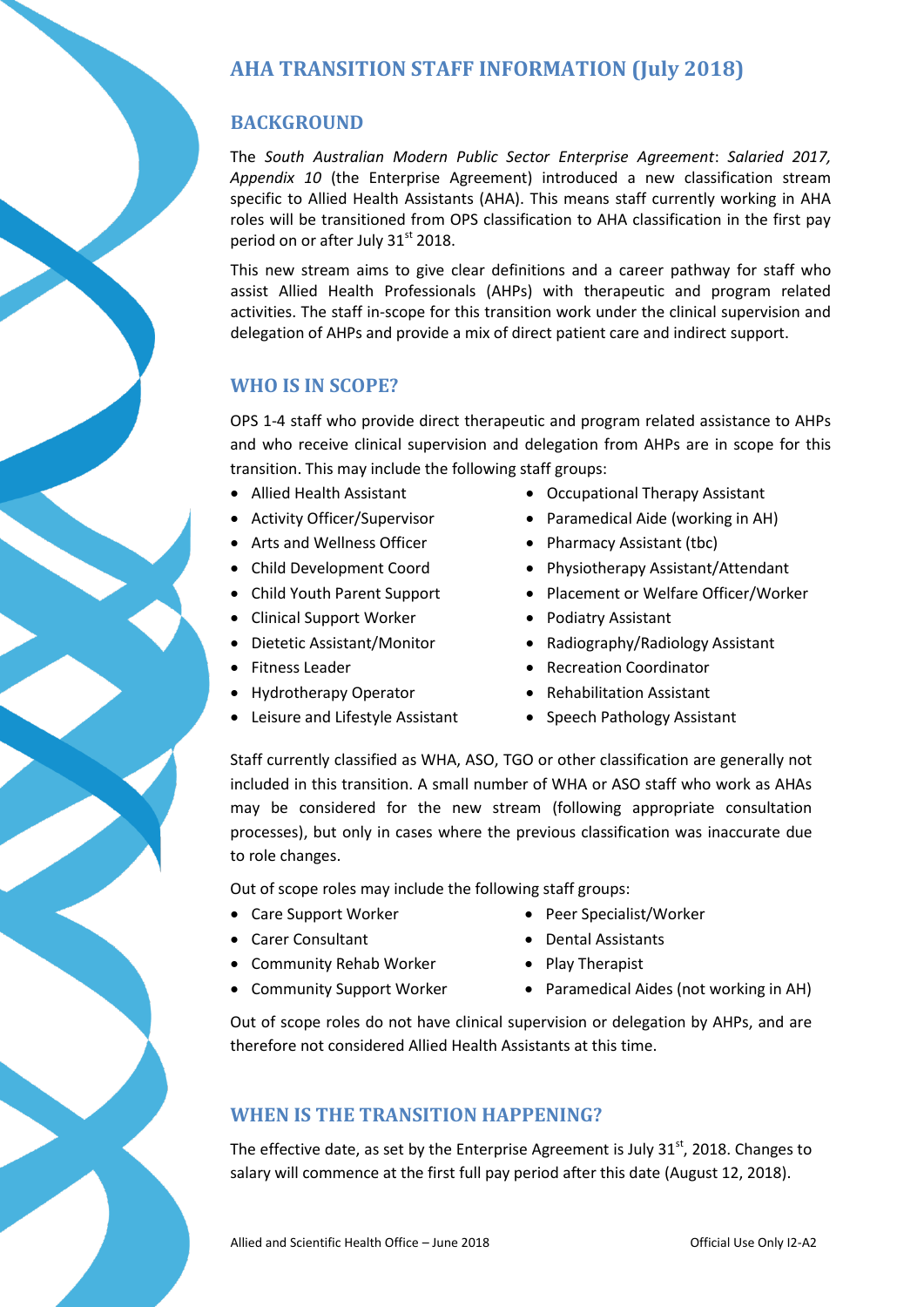# AHA TRANSITION STAFF INFORMATION (July 2018)

## BACKGROUND

The *South Australian Modern Public Sector Enterprise Agreement*: *Salaried 2017, Appendix 10* (the Enterprise Agreement) introduced a new classification stream specific to Allied Health Assistants (AHA). This means staff currently working in AHA roles will be transitioned from OPS classification to AHA classification in the first pay period on or after July 31st 2018.

This new stream aims to give clear definitions and a career pathway for staff who assist Allied Health Professionals (AHPs) with therapeutic and program related activities. The staff in-scope for this transition work under the clinical supervision and delegation of AHPs and provide a mix of direct patient care and indirect support.

## WHO IS IN SCOPE?

OPS 1-4 staff who provide direct therapeutic and program related assistance to AHPs and who receive clinical supervision and delegation from AHPs are in scope for this transition. This may include the following staff groups:

- Allied Health Assistant
- Activity Officer/Supervisor
- Arts and Wellness Officer
- Child Development Coord
- Child Youth Parent Support
- Clinical Support Worker
- Dietetic Assistant/Monitor
- Fitness Leader
- Hydrotherapy Operator
- Leisure and Lifestyle Assistant
- Occupational Therapy Assistant
- Paramedical Aide (working in AH)
- Pharmacy Assistant (tbc)
- Physiotherapy Assistant/Attendant
- Placement or Welfare Officer/Worker
- Podiatry Assistant
- Radiography/Radiology Assistant
- Recreation Coordinator
- Rehabilitation Assistant
- Speech Pathology Assistant

Staff currently classified as WHA, ASO, TGO or other classification are generally not included in this transition. A small number of WHA or ASO staff who work as AHAs may be considered for the new stream (following appropriate consultation processes), but only in cases where the previous classification was inaccurate due to role changes.

Out of scope roles may include the following staff groups:

- Care Support Worker
- Carer Consultant
- Community Rehab Worker
- Community Support Worker
- Peer Specialist/Worker
- Dental Assistants
- Play Therapist
- Paramedical Aides (not working in AH)

Out of scope roles do not have clinical supervision or delegation by AHPs, and are therefore not considered Allied Health Assistants at this time.

## WHEN IS THE TRANSITION HAPPENING?

The effective date, as set by the Enterprise Agreement is July 31st, 2018. Changes to salary will commence at the first full pay period after this date (August 12, 2018).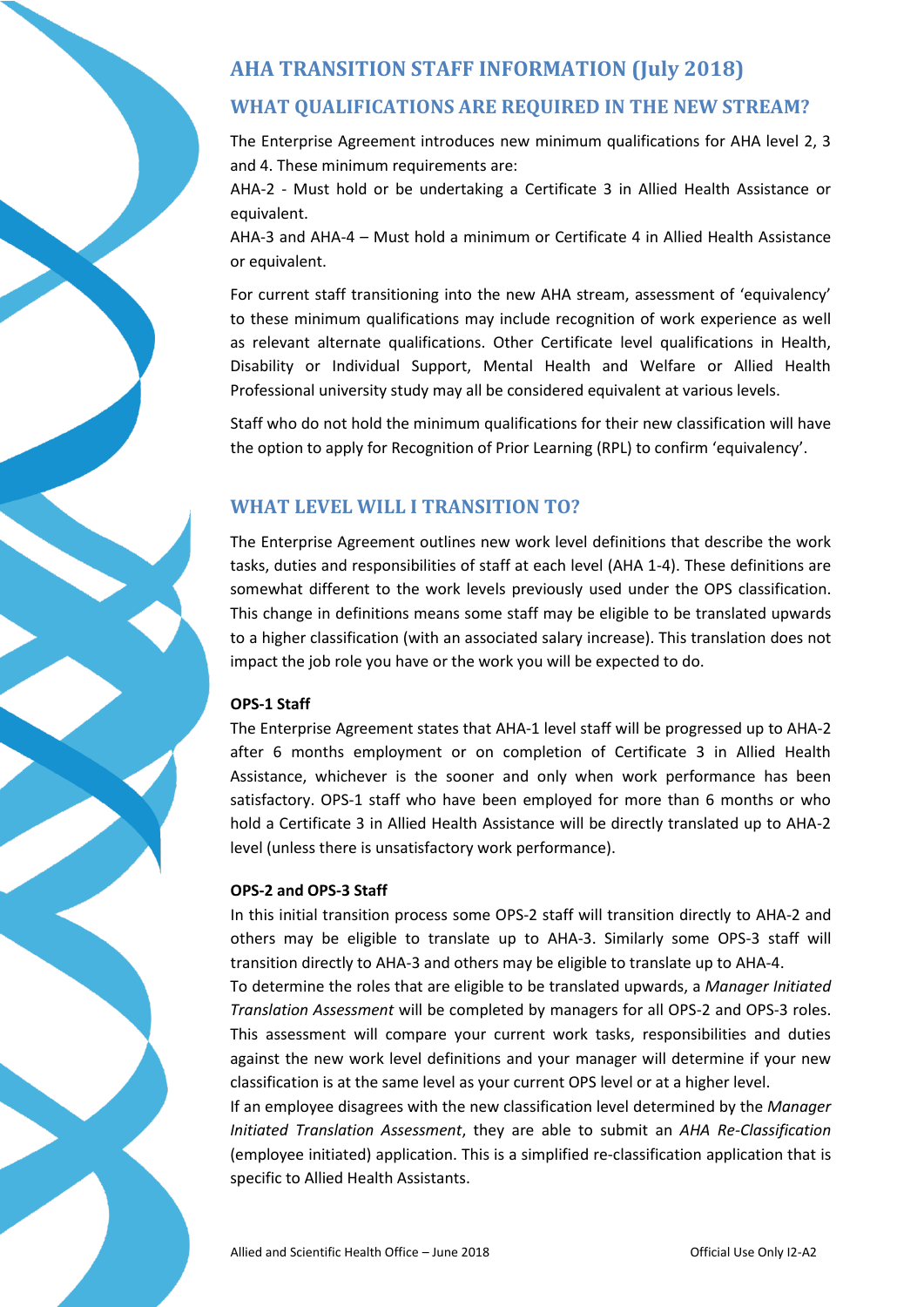# AHA TRANSITION STAFF INFORMATION (July 2018)

## WHAT QUALIFICATIONS ARE REQUIRED IN THE NEW STREAM?

The Enterprise Agreement introduces new minimum qualifications for AHA level 2, 3 and 4. These minimum requirements are:

AHA-2 - Must hold or be undertaking a Certificate 3 in Allied Health Assistance or equivalent.

AHA-3 and AHA-4 – Must hold a minimum or Certificate 4 in Allied Health Assistance or equivalent.

For current staff transitioning into the new AHA stream, assessment of 'equivalency' to these minimum qualifications may include recognition of work experience as well as relevant alternate qualifications. Other Certificate level qualifications in Health, Disability or Individual Support, Mental Health and Welfare or Allied Health Professional university study may all be considered equivalent at various levels.

Staff who do not hold the minimum qualifications for their new classification will have the option to apply for Recognition of Prior Learning (RPL) to confirm 'equivalency'.

## WHAT LEVEL WILL I TRANSITION TO?

The Enterprise Agreement outlines new work level definitions that describe the work tasks, duties and responsibilities of staff at each level (AHA 1-4). These definitions are somewhat different to the work levels previously used under the OPS classification. This change in definitions means some staff may be eligible to be translated upwards to a higher classification (with an associated salary increase). This translation does not impact the job role you have or the work you will be expected to do.

**OPS-1 Staff**

The Enterprise Agreement states that AHA-1 level staff will be progressed up to AHA-2 after 6 months employment or on completion of Certificate 3 in Allied Health Assistance, whichever is the sooner and only when work performance has been satisfactory. OPS-1 staff who have been employed for more than 6 months or who hold a Certificate 3 in Allied Health Assistance will be directly translated up to AHA-2 level (unless there is unsatisfactory work performance).

**OPS-2 and OPS-3 Staff**

In this initial transition process some OPS-2 staff will transition directly to AHA-2 and others may be eligible to translate up to AHA-3. Similarly some OPS-3 staff will transition directly to AHA-3 and others may be eligible to translate up to AHA-4.

To determine the roles that are eligible to be translated upwards, a *Manager Initiated Translation Assessment* will be completed by managers for all OPS-2 and OPS-3 roles. This assessment will compare your current work tasks, responsibilities and duties against the new work level definitions and your manager will determine if your new classification is at the same level as your current OPS level or at a higher level.

If an employee disagrees with the new classification level determined by the *Manager Initiated Translation Assessment*, they are able to submit an *AHA Re-Classification* (employee initiated) application. This is a simplified re-classification application that is specific to Allied Health Assistants.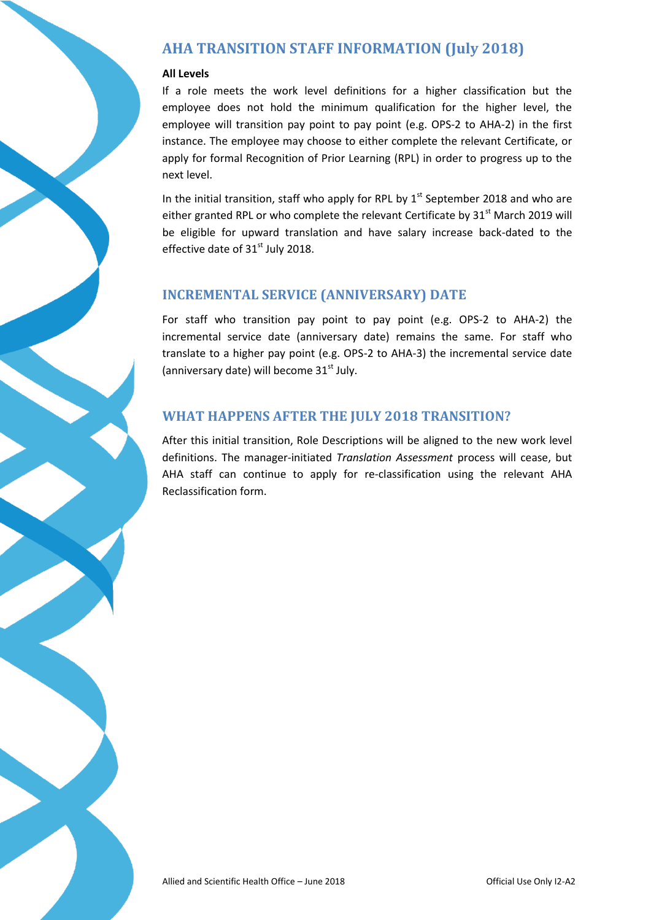## AHA TRANSITION STAFF INFORMATION (July 2018)

**All Levels**

If a role meets the work level definitions for a higher classification but the employee does not hold the minimum qualification for the higher level, the employee will transition pay point to pay point (e.g. OPS-2 to AHA-2) in the first instance. The employee may choose to either complete the relevant Certificate, or apply for formal Recognition of Prior Learning (RPL) in order to progress up to the next level.

In the initial transition, staff who apply for RPL by 1st September 2018 and who are either granted RPL or who complete the relevant Certificate by 31st March 2019 will be eligible for upward translation and have salary increase back-dated to the effective date of 31st July 2018.

## INCREMENTAL SERVICE (ANNIVERSARY) DATE

For staff who transition pay point to pay point (e.g. OPS-2 to AHA-2) the incremental service date (anniversary date) remains the same. For staff who translate to a higher pay point (e.g. OPS-2 to AHA-3) the incremental service date (anniversary date) will become 31st July.

## WHAT HAPPENS AFTER THE JULY 2018 TRANSITION?

After this initial transition, Role Descriptions will be aligned to the new work level definitions. The manager-initiated *Translation Assessment* process will cease, but AHA staff can continue to apply for re-classification using the relevant AHA Reclassification form.